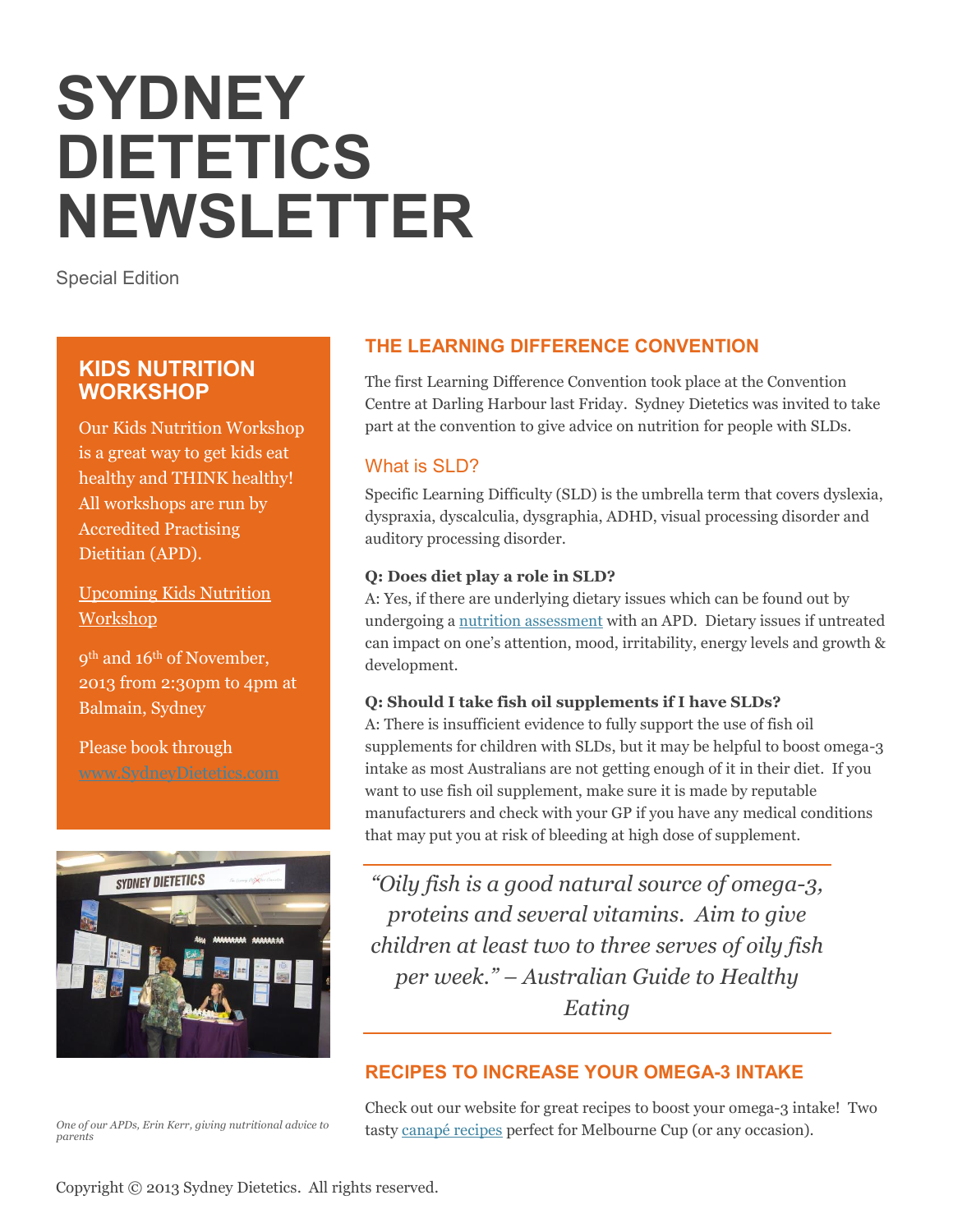# SYDNEY DIETETICS NEWSLETTER

Special Edition

## KIDS NUTRITION WORKSHOP

Our Kids Nutrition Workshop is a great way to get kids eat healthy and THINK healthy! All workshops are run by Accredited Practising Dietitian (APD).

Upcoming Kids Nutrition Workshop

9th and 16th of November, 2013 from 2:30pm to 4pm at Balmain, Sydney

Please book through www.SydneyDietetics.com

*One of our APDs, Erin Kerr, giving nutritional advice to parents*

## THE LEARNING DIFFERENCE CONVENTION

The first Learning Difference Convention took place at the Convention Centre at Darling Harbour last Friday. Sydney Dietetics was invited to take part at the convention to give advice on nutrition for people with SLDs.

### What is SLD?

Specific Learning Difficulty (SLD) is the umbrella term that covers dyslexia, dyspraxia, dyscalculia, dysgraphia, ADHD, visual processing disorder and auditory processing disorder.

**Q: Does diet play a role in SLD?**
A: Yes, if there are underlying dietary issues which can be found out by undergoing a nutrition assessment with an APD. Dietary issues if untreated can impact on one's attention, mood, irritability, energy levels and growth & development.

**Q: Should I take fish oil supplements if I have SLDs?**
A: There is insufficient evidence to fully support the use of fish oil supplements for children with SLDs, but it may be helpful to boost omega-3 intake as most Australians are not getting enough of it in their diet. If you want to use fish oil supplement, make sure it is made by reputable manufacturers and check with your GP if you have any medical conditions that may put you at risk of bleeding at high dose of supplement.

> *"Oily fish is a good natural source of omega-3, proteins and several vitamins. Aim to give children at least two to three serves of oily fish per week." – Australian Guide to Healthy Eating*

## RECIPES TO INCREASE YOUR OMEGA-3 INTAKE

Check out our website for great recipes to boost your omega-3 intake! Two tasty canapé recipes perfect for Melbourne Cup (or any occasion).

Copyright © 2013 Sydney Dietetics. All rights reserved.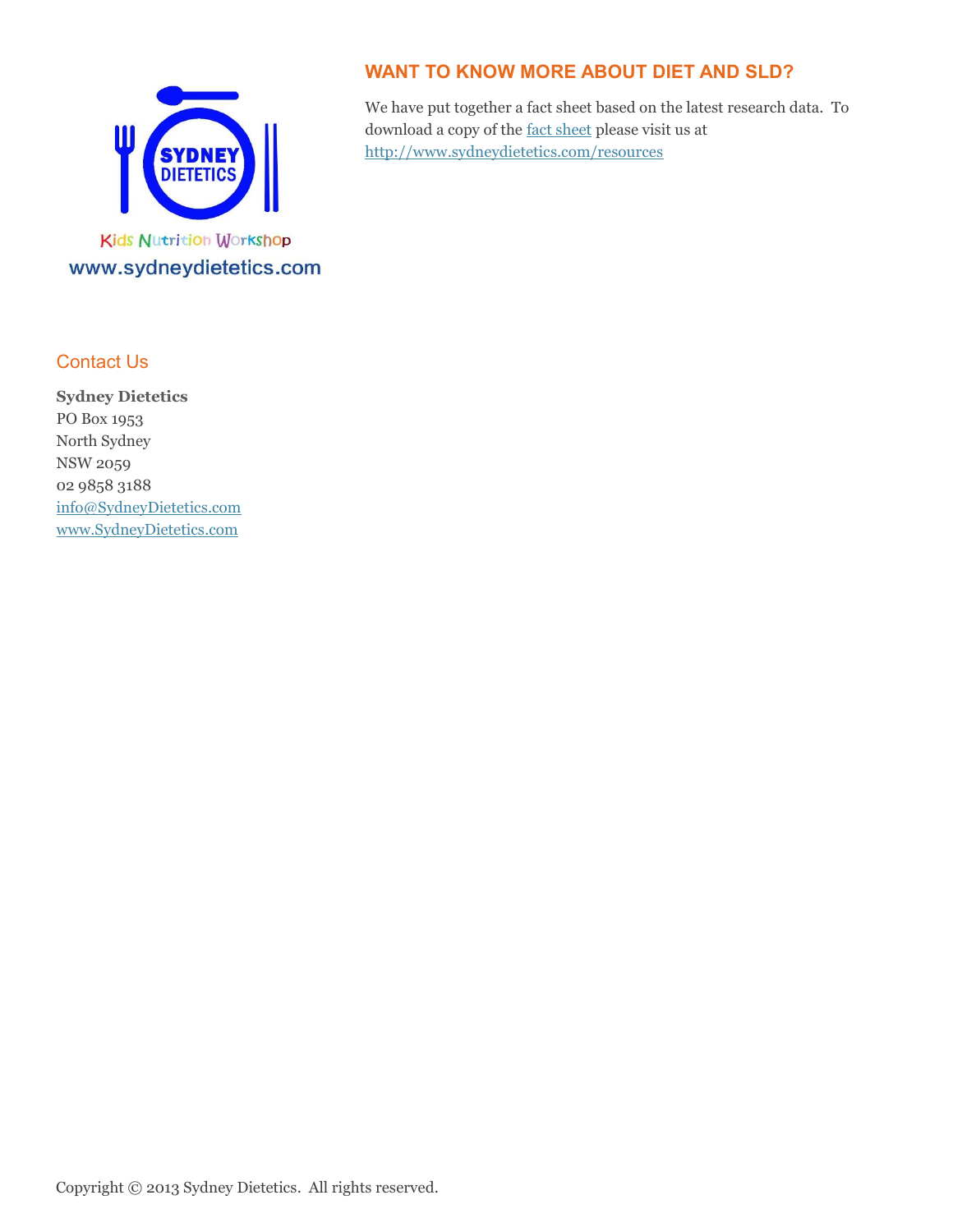Kids Nutrition Workshop

www.sydneydietetics.com

## WANT TO KNOW MORE ABOUT DIET AND SLD?

We have put together a fact sheet based on the latest research data. To download a copy of the fact sheet please visit us at http://www.sydneydietetics.com/resources

## Contact Us

**Sydney Dietetics**
PO Box 1953
North Sydney
NSW 2059
02 9858 3188
info@SydneyDietetics.com
www.SydneyDietetics.com

Copyright © 2013 Sydney Dietetics. All rights reserved.